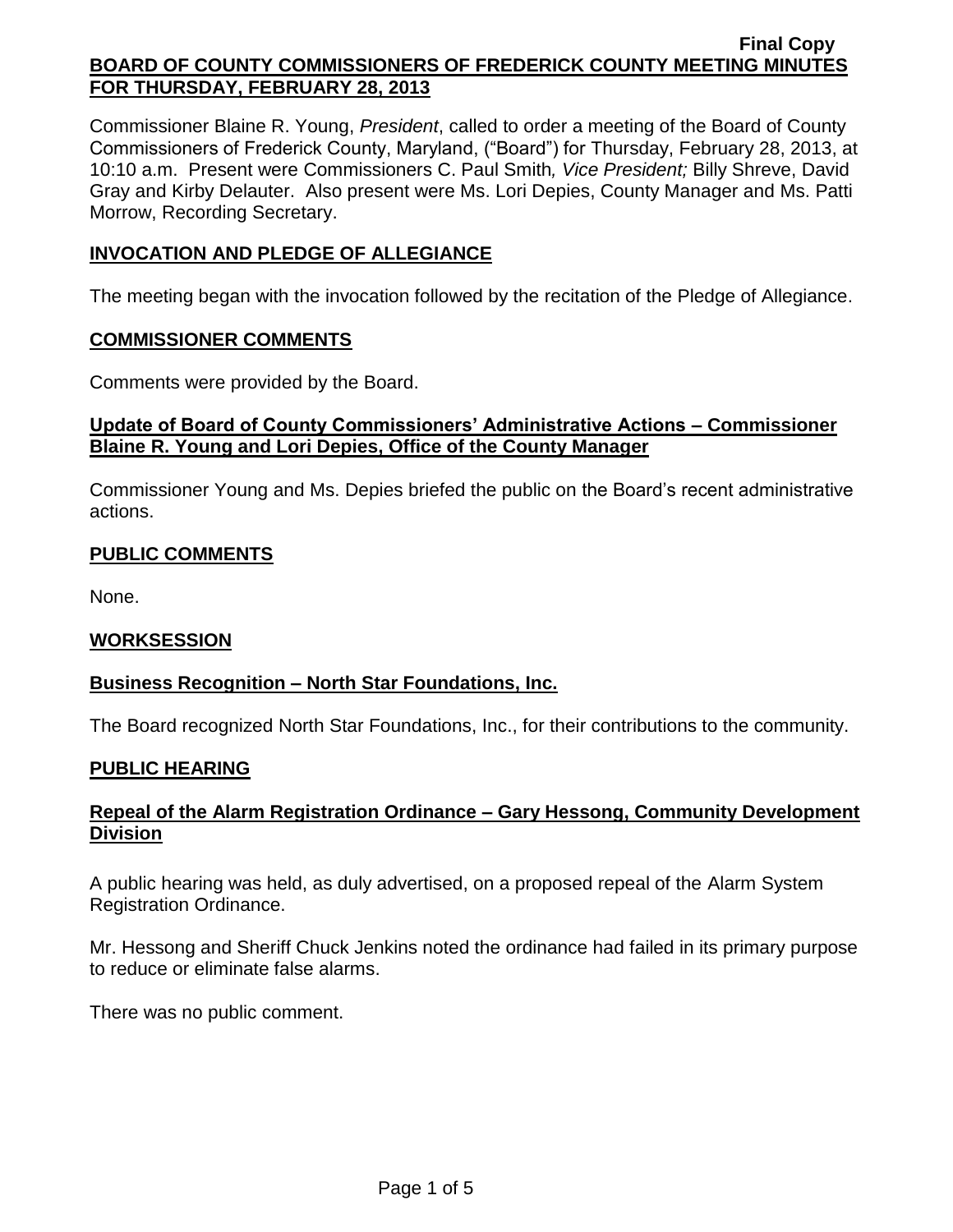**Final Copy**

# BOARD OF COUNTY COMMISSIONERS OF FREDERICK COUNTY MEETING MINUTES FOR THURSDAY, FEBRUARY 28, 2013

Commissioner Blaine R. Young, *President*, called to order a meeting of the Board of County Commissioners of Frederick County, Maryland, ("Board") for Thursday, February 28, 2013, at 10:10 a.m. Present were Commissioners C. Paul Smith*, Vice President;* Billy Shreve, David Gray and Kirby Delauter. Also present were Ms. Lori Depies, County Manager and Ms. Patti Morrow, Recording Secretary.

## INVOCATION AND PLEDGE OF ALLEGIANCE

The meeting began with the invocation followed by the recitation of the Pledge of Allegiance.

## COMMISSIONER COMMENTS

Comments were provided by the Board.

### Update of Board of County Commissioners' Administrative Actions – Commissioner Blaine R. Young and Lori Depies, Office of the County Manager

Commissioner Young and Ms. Depies briefed the public on the Board's recent administrative actions.

## PUBLIC COMMENTS

None.

## WORKSESSION

### Business Recognition – North Star Foundations, Inc.

The Board recognized North Star Foundations, Inc., for their contributions to the community.

## PUBLIC HEARING

### Repeal of the Alarm Registration Ordinance – Gary Hessong, Community Development Division

A public hearing was held, as duly advertised, on a proposed repeal of the Alarm System Registration Ordinance.

Mr. Hessong and Sheriff Chuck Jenkins noted the ordinance had failed in its primary purpose to reduce or eliminate false alarms.

There was no public comment.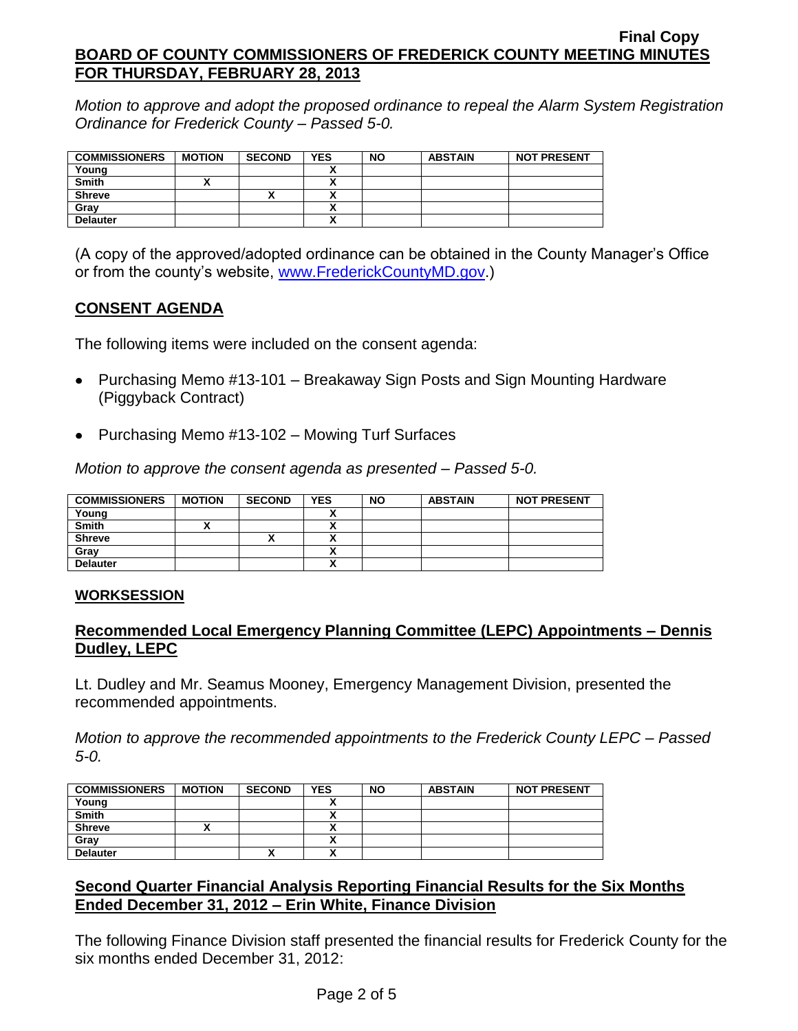*Motion to approve and adopt the proposed ordinance to repeal the Alarm System Registration Ordinance for Frederick County – Passed 5-0.*

| COMMISSIONERS | MOTION | SECOND | YES | NO | ABSTAIN | NOT PRESENT |
|---|---|---|---|---|---|---|
| Young | | | X | | | |
| Smith | X | | X | | | |
| Shreve | | X | X | | | |
| Gray | | | X | | | |
| Delauter | | | X | | | |

(A copy of the approved/adopted ordinance can be obtained in the County Manager's Office or from the county's website, www.FrederickCountyMD.gov.)

## CONSENT AGENDA

The following items were included on the consent agenda:

- Purchasing Memo #13-101 – Breakaway Sign Posts and Sign Mounting Hardware (Piggyback Contract)
- Purchasing Memo #13-102 – Mowing Turf Surfaces

*Motion to approve the consent agenda as presented – Passed 5-0.*

| COMMISSIONERS | MOTION | SECOND | YES | NO | ABSTAIN | NOT PRESENT |
|---|---|---|---|---|---|---|
| Young | | | X | | | |
| Smith | X | | X | | | |
| Shreve | | X | X | | | |
| Gray | | | X | | | |
| Delauter | | | X | | | |

### WORKSESSION

## Recommended Local Emergency Planning Committee (LEPC) Appointments – Dennis Dudley, LEPC

Lt. Dudley and Mr. Seamus Mooney, Emergency Management Division, presented the recommended appointments.

*Motion to approve the recommended appointments to the Frederick County LEPC – Passed 5-0.*

| COMMISSIONERS | MOTION | SECOND | YES | NO | ABSTAIN | NOT PRESENT |
|---|---|---|---|---|---|---|
| Young | | | X | | | |
| Smith | | | X | | | |
| Shreve | X | | X | | | |
| Gray | | | X | | | |
| Delauter | | X | X | | | |

## Second Quarter Financial Analysis Reporting Financial Results for the Six Months Ended December 31, 2012 – Erin White, Finance Division

The following Finance Division staff presented the financial results for Frederick County for the six months ended December 31, 2012: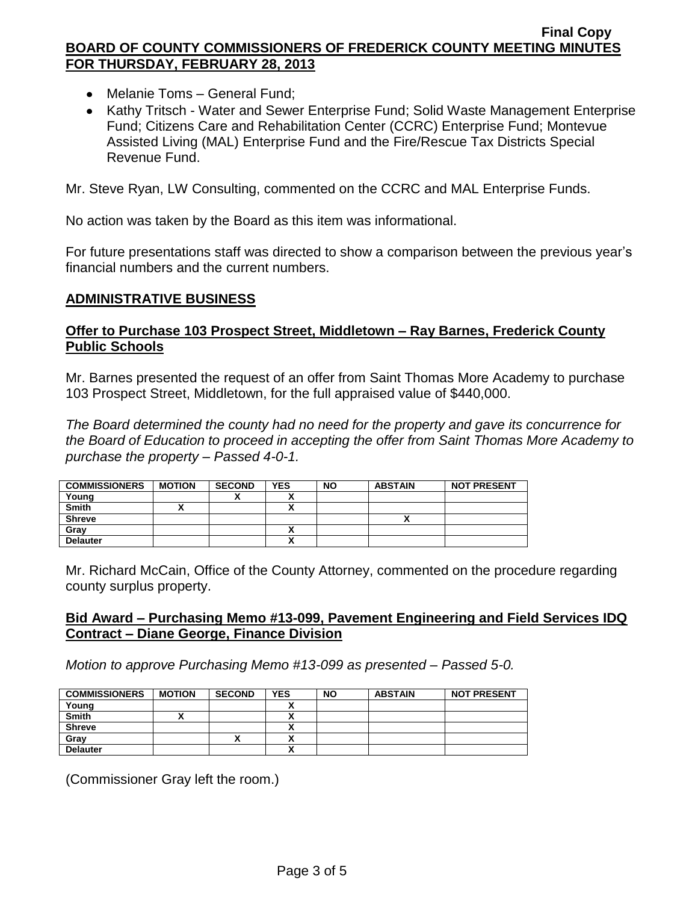- Melanie Toms – General Fund;
- Kathy Tritsch - Water and Sewer Enterprise Fund; Solid Waste Management Enterprise Fund; Citizens Care and Rehabilitation Center (CCRC) Enterprise Fund; Montevue Assisted Living (MAL) Enterprise Fund and the Fire/Rescue Tax Districts Special Revenue Fund.

Mr. Steve Ryan, LW Consulting, commented on the CCRC and MAL Enterprise Funds.

No action was taken by the Board as this item was informational.

For future presentations staff was directed to show a comparison between the previous year's financial numbers and the current numbers.

## ADMINISTRATIVE BUSINESS

### Offer to Purchase 103 Prospect Street, Middletown – Ray Barnes, Frederick County Public Schools

Mr. Barnes presented the request of an offer from Saint Thomas More Academy to purchase 103 Prospect Street, Middletown, for the full appraised value of $440,000.

*The Board determined the county had no need for the property and gave its concurrence for the Board of Education to proceed in accepting the offer from Saint Thomas More Academy to purchase the property – Passed 4-0-1.*

| COMMISSIONERS | MOTION | SECOND | YES | NO | ABSTAIN | NOT PRESENT |
|---|---|---|---|---|---|---|
| Young | | X | X | | | |
| Smith | X | | X | | | |
| Shreve | | | | | X | |
| Gray | | | X | | | |
| Delauter | | | X | | | |

Mr. Richard McCain, Office of the County Attorney, commented on the procedure regarding county surplus property.

### Bid Award – Purchasing Memo #13-099, Pavement Engineering and Field Services IDQ Contract – Diane George, Finance Division

*Motion to approve Purchasing Memo #13-099 as presented – Passed 5-0.*

| COMMISSIONERS | MOTION | SECOND | YES | NO | ABSTAIN | NOT PRESENT |
|---|---|---|---|---|---|---|
| Young | | | X | | | |
| Smith | X | | X | | | |
| Shreve | | | X | | | |
| Gray | | X | X | | | |
| Delauter | | | X | | | |

(Commissioner Gray left the room.)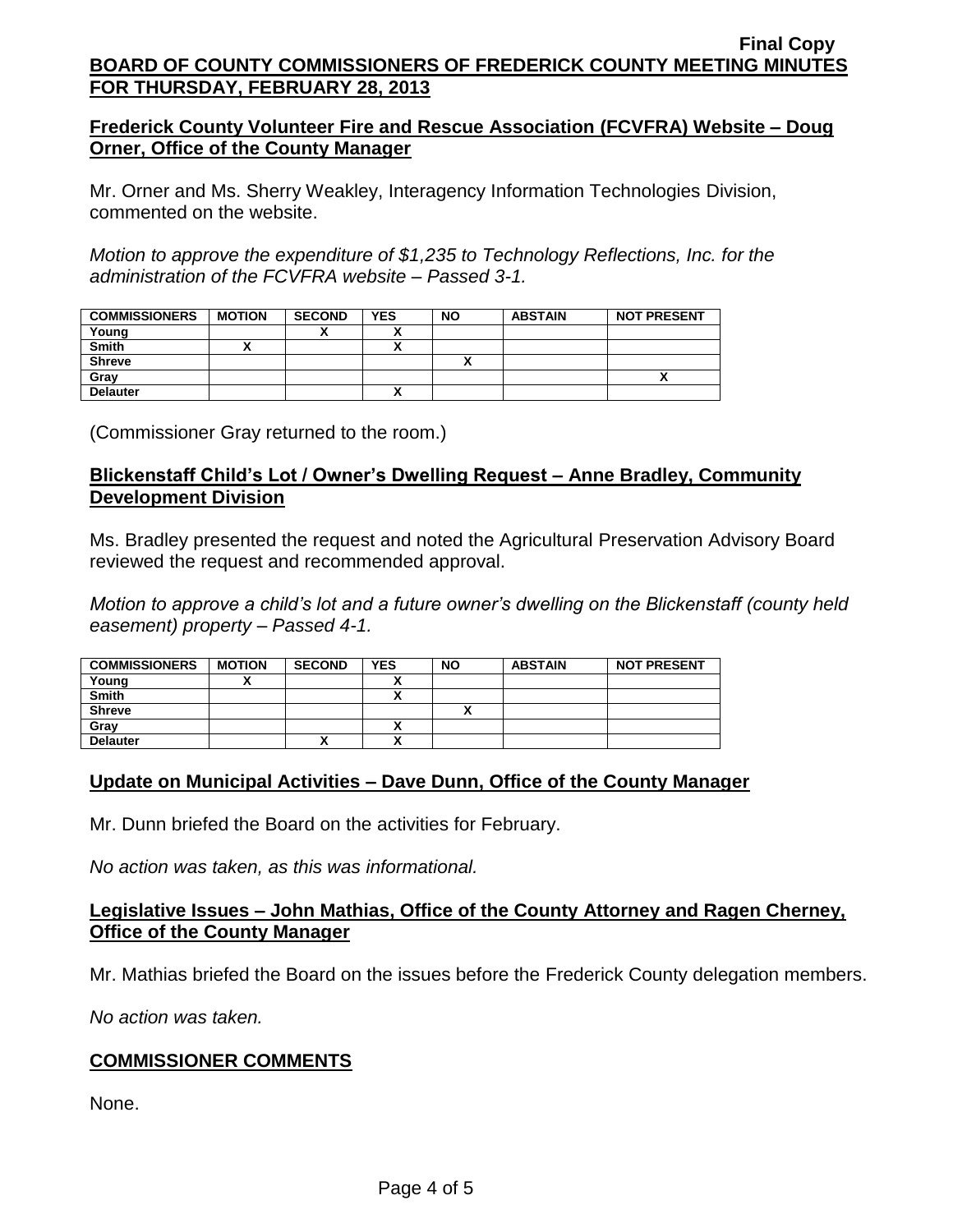Final Copy

**BOARD OF COUNTY COMMISSIONERS OF FREDERICK COUNTY MEETING MINUTES FOR THURSDAY, FEBRUARY 28, 2013**

## Frederick County Volunteer Fire and Rescue Association (FCVFRA) Website – Doug Orner, Office of the County Manager

Mr. Orner and Ms. Sherry Weakley, Interagency Information Technologies Division, commented on the website.

*Motion to approve the expenditure of $1,235 to Technology Reflections, Inc. for the administration of the FCVFRA website – Passed 3-1.*

| COMMISSIONERS | MOTION | SECOND | YES | NO | ABSTAIN | NOT PRESENT |
|---|---|---|---|---|---|---|
| Young | | X | X | | | |
| Smith | X | | X | | | |
| Shreve | | | | X | | |
| Gray | | | | | | X |
| Delauter | | | X | | | |

(Commissioner Gray returned to the room.)

## Blickenstaff Child's Lot / Owner's Dwelling Request – Anne Bradley, Community Development Division

Ms. Bradley presented the request and noted the Agricultural Preservation Advisory Board reviewed the request and recommended approval.

*Motion to approve a child's lot and a future owner's dwelling on the Blickenstaff (county held easement) property – Passed 4-1.*

| COMMISSIONERS | MOTION | SECOND | YES | NO | ABSTAIN | NOT PRESENT |
|---|---|---|---|---|---|---|
| Young | X | | X | | | |
| Smith | | | X | | | |
| Shreve | | | | X | | |
| Gray | | | X | | | |
| Delauter | | X | X | | | |

## Update on Municipal Activities – Dave Dunn, Office of the County Manager

Mr. Dunn briefed the Board on the activities for February.

*No action was taken, as this was informational.*

## Legislative Issues – John Mathias, Office of the County Attorney and Ragen Cherney, Office of the County Manager

Mr. Mathias briefed the Board on the issues before the Frederick County delegation members.

*No action was taken.*

## COMMISSIONER COMMENTS

None.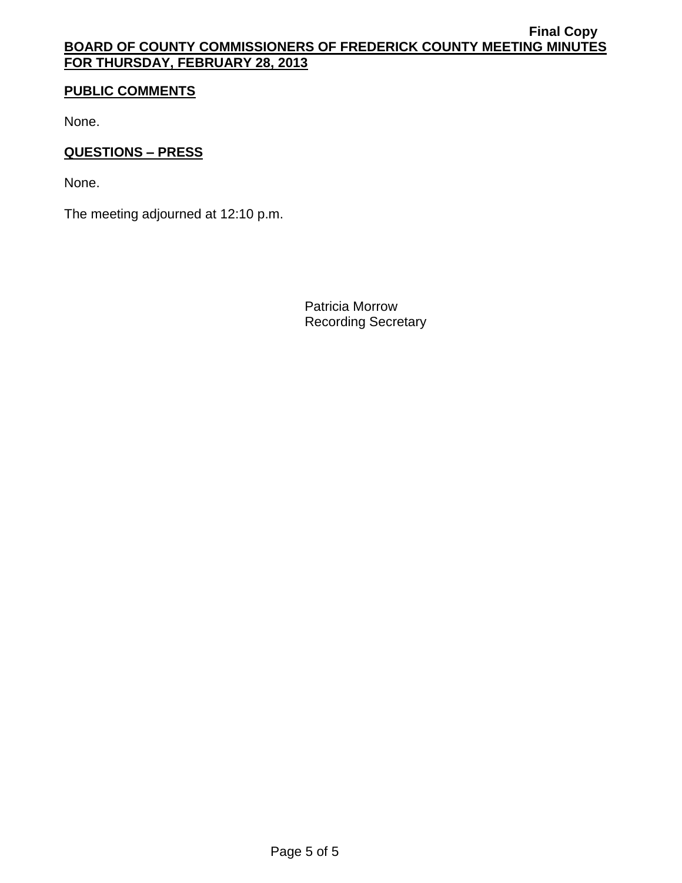## PUBLIC COMMENTS

None.

## QUESTIONS – PRESS

None.

The meeting adjourned at 12:10 p.m.

Patricia Morrow
Recording Secretary